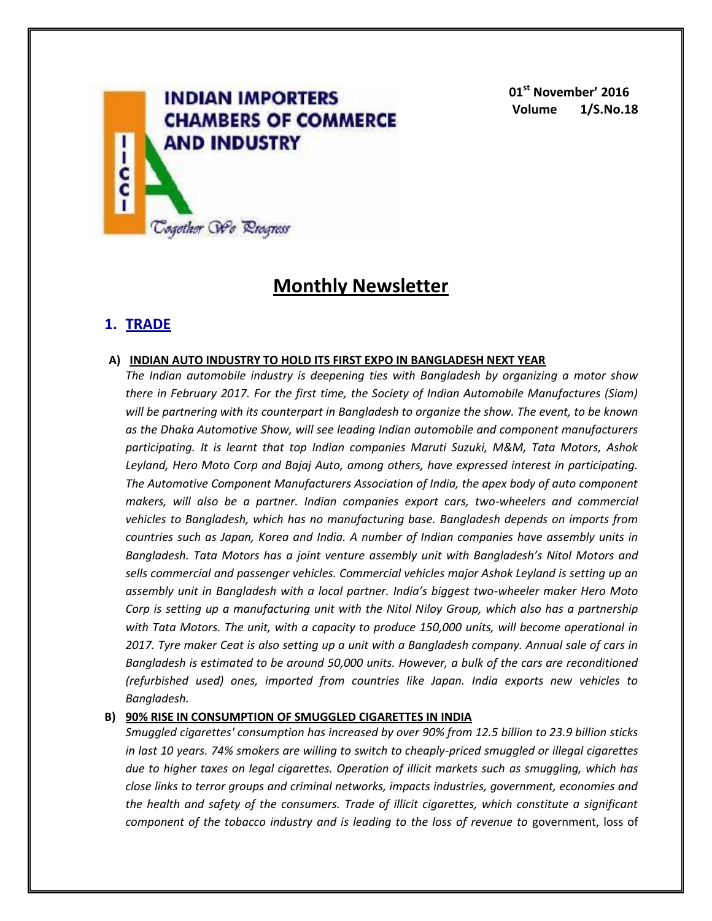**INDIAN IMPORTERS CHAMBERS OF COMMERCE AND INDUSTRY**

*Together We Progress*

**01st November' 2016**
**Volume 1/S.No.18**

# Monthly Newsletter

## 1. TRADE

### A) INDIAN AUTO INDUSTRY TO HOLD ITS FIRST EXPO IN BANGLADESH NEXT YEAR

*The Indian automobile industry is deepening ties with Bangladesh by organizing a motor show there in February 2017. For the first time, the Society of Indian Automobile Manufactures (Siam) will be partnering with its counterpart in Bangladesh to organize the show. The event, to be known as the Dhaka Automotive Show, will see leading Indian automobile and component manufacturers participating. It is learnt that top Indian companies Maruti Suzuki, M&M, Tata Motors, Ashok Leyland, Hero Moto Corp and Bajaj Auto, among others, have expressed interest in participating. The Automotive Component Manufacturers Association of India, the apex body of auto component makers, will also be a partner. Indian companies export cars, two-wheelers and commercial vehicles to Bangladesh, which has no manufacturing base. Bangladesh depends on imports from countries such as Japan, Korea and India. A number of Indian companies have assembly units in Bangladesh. Tata Motors has a joint venture assembly unit with Bangladesh's Nitol Motors and sells commercial and passenger vehicles. Commercial vehicles major Ashok Leyland is setting up an assembly unit in Bangladesh with a local partner. India's biggest two-wheeler maker Hero Moto Corp is setting up a manufacturing unit with the Nitol Niloy Group, which also has a partnership with Tata Motors. The unit, with a capacity to produce 150,000 units, will become operational in 2017. Tyre maker Ceat is also setting up a unit with a Bangladesh company. Annual sale of cars in Bangladesh is estimated to be around 50,000 units. However, a bulk of the cars are reconditioned (refurbished used) ones, imported from countries like Japan. India exports new vehicles to Bangladesh.*

### B) 90% RISE IN CONSUMPTION OF SMUGGLED CIGARETTES IN INDIA

*Smuggled cigarettes' consumption has increased by over 90% from 12.5 billion to 23.9 billion sticks in last 10 years. 74% smokers are willing to switch to cheaply-priced smuggled or illegal cigarettes due to higher taxes on legal cigarettes. Operation of illicit markets such as smuggling, which has close links to terror groups and criminal networks, impacts industries, government, economies and the health and safety of the consumers. Trade of illicit cigarettes, which constitute a significant component of the tobacco industry and is leading to the loss of revenue to* government, loss of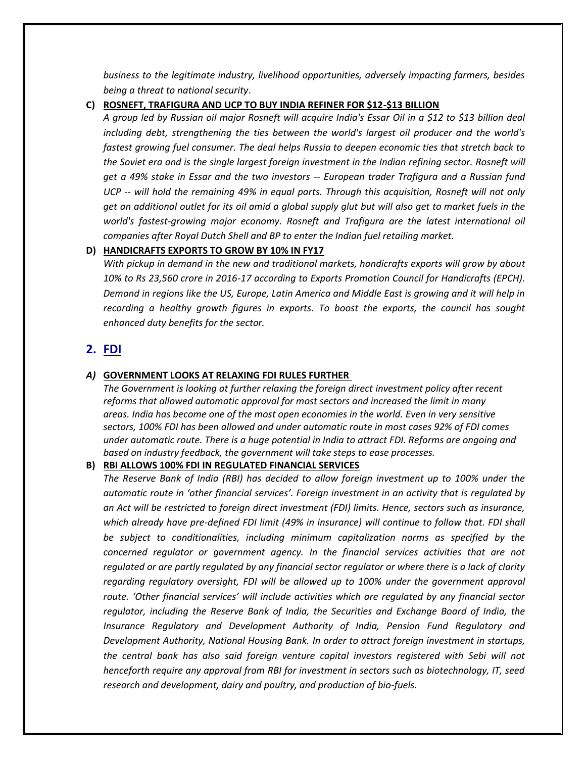*business to the legitimate industry, livelihood opportunities, adversely impacting farmers, besides being a threat to national security*.

**C) ROSNEFT, TRAFIGURA AND UCP TO BUY INDIA REFINER FOR $12-$13 BILLION**

*A group led by Russian oil major Rosneft will acquire India's Essar Oil in a $12 to $13 billion deal including debt, strengthening the ties between the world's largest oil producer and the world's fastest growing fuel consumer. The deal helps Russia to deepen economic ties that stretch back to the Soviet era and is the single largest foreign investment in the Indian refining sector. Rosneft will get a 49% stake in Essar and the two investors -- European trader Trafigura and a Russian fund UCP -- will hold the remaining 49% in equal parts. Through this acquisition, Rosneft will not only get an additional outlet for its oil amid a global supply glut but will also get to market fuels in the world's fastest-growing major economy. Rosneft and Trafigura are the latest international oil companies after Royal Dutch Shell and BP to enter the Indian fuel retailing market.*

**D) HANDICRAFTS EXPORTS TO GROW BY 10% IN FY17**

*With pickup in demand in the new and traditional markets, handicrafts exports will grow by about 10% to Rs 23,560 crore in 2016-17 according to Exports Promotion Council for Handicrafts (EPCH). Demand in regions like the US, Europe, Latin America and Middle East is growing and it will help in recording a healthy growth figures in exports. To boost the exports, the council has sought enhanced duty benefits for the sector.*

## 2. FDI

***A)* GOVERNMENT LOOKS AT RELAXING FDI RULES FURTHER**

*The Government is looking at further relaxing the foreign direct investment policy after recent reforms that allowed automatic approval for most sectors and increased the limit in many areas. India has become one of the most open economies in the world. Even in very sensitive sectors, 100% FDI has been allowed and under automatic route in most cases 92% of FDI comes under automatic route. There is a huge potential in India to attract FDI. Reforms are ongoing and based on industry feedback, the government will take steps to ease processes.*

**B) RBI ALLOWS 100% FDI IN REGULATED FINANCIAL SERVICES**

*The Reserve Bank of India (RBI) has decided to allow foreign investment up to 100% under the automatic route in 'other financial services'. Foreign investment in an activity that is regulated by an Act will be restricted to foreign direct investment (FDI) limits. Hence, sectors such as insurance, which already have pre-defined FDI limit (49% in insurance) will continue to follow that. FDI shall be subject to conditionalities, including minimum capitalization norms as specified by the concerned regulator or government agency. In the financial services activities that are not regulated or are partly regulated by any financial sector regulator or where there is a lack of clarity regarding regulatory oversight, FDI will be allowed up to 100% under the government approval route. 'Other financial services' will include activities which are regulated by any financial sector regulator, including the Reserve Bank of India, the Securities and Exchange Board of India, the Insurance Regulatory and Development Authority of India, Pension Fund Regulatory and Development Authority, National Housing Bank. In order to attract foreign investment in startups, the central bank has also said foreign venture capital investors registered with Sebi will not henceforth require any approval from RBI for investment in sectors such as biotechnology, IT, seed research and development, dairy and poultry, and production of bio-fuels.*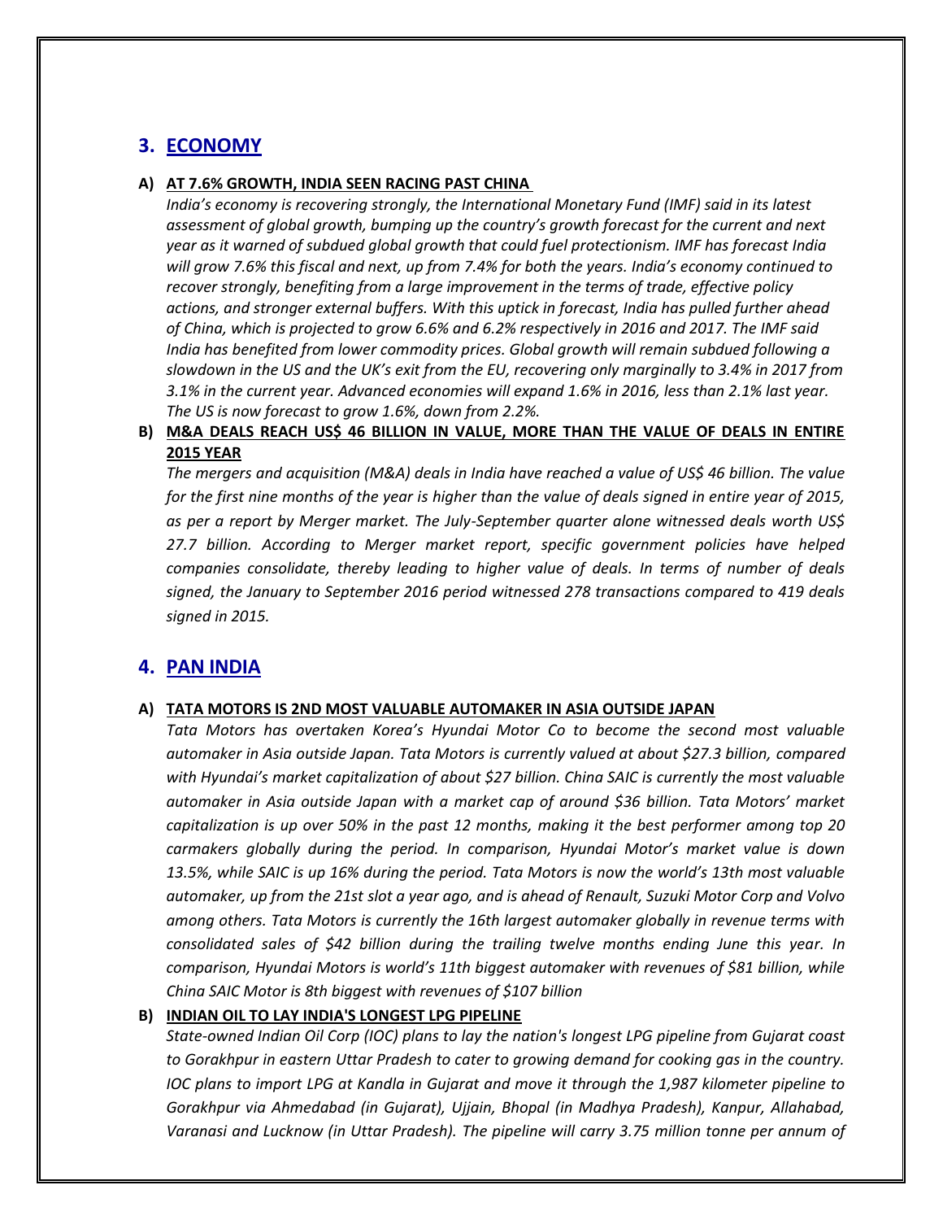## 3. ECONOMY

### A) AT 7.6% GROWTH, INDIA SEEN RACING PAST CHINA

*India's economy is recovering strongly, the International Monetary Fund (IMF) said in its latest assessment of global growth, bumping up the country's growth forecast for the current and next year as it warned of subdued global growth that could fuel protectionism. IMF has forecast India will grow 7.6% this fiscal and next, up from 7.4% for both the years. India's economy continued to recover strongly, benefiting from a large improvement in the terms of trade, effective policy actions, and stronger external buffers. With this uptick in forecast, India has pulled further ahead of China, which is projected to grow 6.6% and 6.2% respectively in 2016 and 2017. The IMF said India has benefited from lower commodity prices. Global growth will remain subdued following a slowdown in the US and the UK's exit from the EU, recovering only marginally to 3.4% in 2017 from 3.1% in the current year. Advanced economies will expand 1.6% in 2016, less than 2.1% last year. The US is now forecast to grow 1.6%, down from 2.2%.*

### B) M&A DEALS REACH US$ 46 BILLION IN VALUE, MORE THAN THE VALUE OF DEALS IN ENTIRE 2015 YEAR

*The mergers and acquisition (M&A) deals in India have reached a value of US$ 46 billion. The value for the first nine months of the year is higher than the value of deals signed in entire year of 2015, as per a report by Merger market. The July-September quarter alone witnessed deals worth US$ 27.7 billion. According to Merger market report, specific government policies have helped companies consolidate, thereby leading to higher value of deals. In terms of number of deals signed, the January to September 2016 period witnessed 278 transactions compared to 419 deals signed in 2015.*

## 4. PAN INDIA

### A) TATA MOTORS IS 2ND MOST VALUABLE AUTOMAKER IN ASIA OUTSIDE JAPAN

*Tata Motors has overtaken Korea's Hyundai Motor Co to become the second most valuable automaker in Asia outside Japan. Tata Motors is currently valued at about $27.3 billion, compared with Hyundai's market capitalization of about $27 billion. China SAIC is currently the most valuable automaker in Asia outside Japan with a market cap of around $36 billion. Tata Motors' market capitalization is up over 50% in the past 12 months, making it the best performer among top 20 carmakers globally during the period. In comparison, Hyundai Motor's market value is down 13.5%, while SAIC is up 16% during the period. Tata Motors is now the world's 13th most valuable automaker, up from the 21st slot a year ago, and is ahead of Renault, Suzuki Motor Corp and Volvo among others. Tata Motors is currently the 16th largest automaker globally in revenue terms with consolidated sales of $42 billion during the trailing twelve months ending June this year. In comparison, Hyundai Motors is world's 11th biggest automaker with revenues of $81 billion, while China SAIC Motor is 8th biggest with revenues of $107 billion*

### B) INDIAN OIL TO LAY INDIA'S LONGEST LPG PIPELINE

*State-owned Indian Oil Corp (IOC) plans to lay the nation's longest LPG pipeline from Gujarat coast to Gorakhpur in eastern Uttar Pradesh to cater to growing demand for cooking gas in the country. IOC plans to import LPG at Kandla in Gujarat and move it through the 1,987 kilometer pipeline to Gorakhpur via Ahmedabad (in Gujarat), Ujjain, Bhopal (in Madhya Pradesh), Kanpur, Allahabad, Varanasi and Lucknow (in Uttar Pradesh). The pipeline will carry 3.75 million tonne per annum of*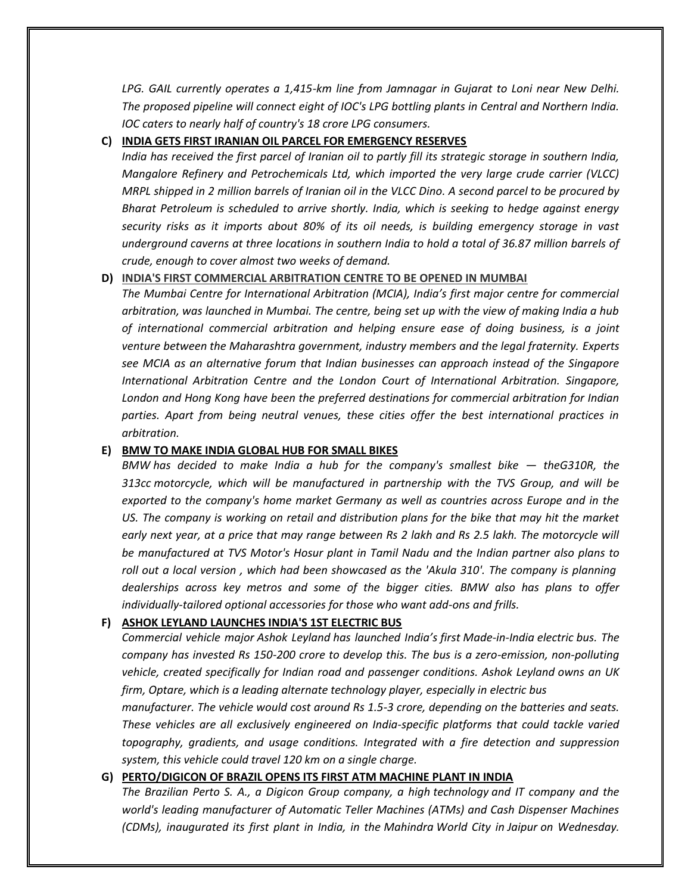*LPG. GAIL currently operates a 1,415-km line from Jamnagar in Gujarat to Loni near New Delhi. The proposed pipeline will connect eight of IOC's LPG bottling plants in Central and Northern India. IOC caters to nearly half of country's 18 crore LPG consumers.*

**C) INDIA GETS FIRST IRANIAN OIL PARCEL FOR EMERGENCY RESERVES**

*India has received the first parcel of Iranian oil to partly fill its strategic storage in southern India, Mangalore Refinery and Petrochemicals Ltd, which imported the very large crude carrier (VLCC) MRPL shipped in 2 million barrels of Iranian oil in the VLCC Dino. A second parcel to be procured by Bharat Petroleum is scheduled to arrive shortly. India, which is seeking to hedge against energy security risks as it imports about 80% of its oil needs, is building emergency storage in vast underground caverns at three locations in southern India to hold a total of 36.87 million barrels of crude, enough to cover almost two weeks of demand.*

**D) INDIA'S FIRST COMMERCIAL ARBITRATION CENTRE TO BE OPENED IN MUMBAI**

*The Mumbai Centre for International Arbitration (MCIA), India's first major centre for commercial arbitration, was launched in Mumbai. The centre, being set up with the view of making India a hub of international commercial arbitration and helping ensure ease of doing business, is a joint venture between the Maharashtra government, industry members and the legal fraternity. Experts see MCIA as an alternative forum that Indian businesses can approach instead of the Singapore International Arbitration Centre and the London Court of International Arbitration. Singapore, London and Hong Kong have been the preferred destinations for commercial arbitration for Indian parties. Apart from being neutral venues, these cities offer the best international practices in arbitration.*

**E) BMW TO MAKE INDIA GLOBAL HUB FOR SMALL BIKES**

*BMW has decided to make India a hub for the company's smallest bike — theG310R, the 313cc motorcycle, which will be manufactured in partnership with the TVS Group, and will be exported to the company's home market Germany as well as countries across Europe and in the US. The company is working on retail and distribution plans for the bike that may hit the market early next year, at a price that may range between Rs 2 lakh and Rs 2.5 lakh. The motorcycle will be manufactured at TVS Motor's Hosur plant in Tamil Nadu and the Indian partner also plans to roll out a local version , which had been showcased as the 'Akula 310'. The company is planning dealerships across key metros and some of the bigger cities. BMW also has plans to offer individually-tailored optional accessories for those who want add-ons and frills.*

**F) ASHOK LEYLAND LAUNCHES INDIA'S 1ST ELECTRIC BUS**

*Commercial vehicle major Ashok Leyland has launched India's first Made-in-India electric bus. The company has invested Rs 150-200 crore to develop this. The bus is a zero-emission, non-polluting vehicle, created specifically for Indian road and passenger conditions. Ashok Leyland owns an UK firm, Optare, which is a leading alternate technology player, especially in electric bus manufacturer. The vehicle would cost around Rs 1.5-3 crore, depending on the batteries and seats. These vehicles are all exclusively engineered on India-specific platforms that could tackle varied topography, gradients, and usage conditions. Integrated with a fire detection and suppression system, this vehicle could travel 120 km on a single charge.*

**G) PERTO/DIGICON OF BRAZIL OPENS ITS FIRST ATM MACHINE PLANT IN INDIA**

*The Brazilian Perto S. A., a Digicon Group company, a high technology and IT company and the world's leading manufacturer of Automatic Teller Machines (ATMs) and Cash Dispenser Machines (CDMs), inaugurated its first plant in India, in the Mahindra World City in Jaipur on Wednesday.*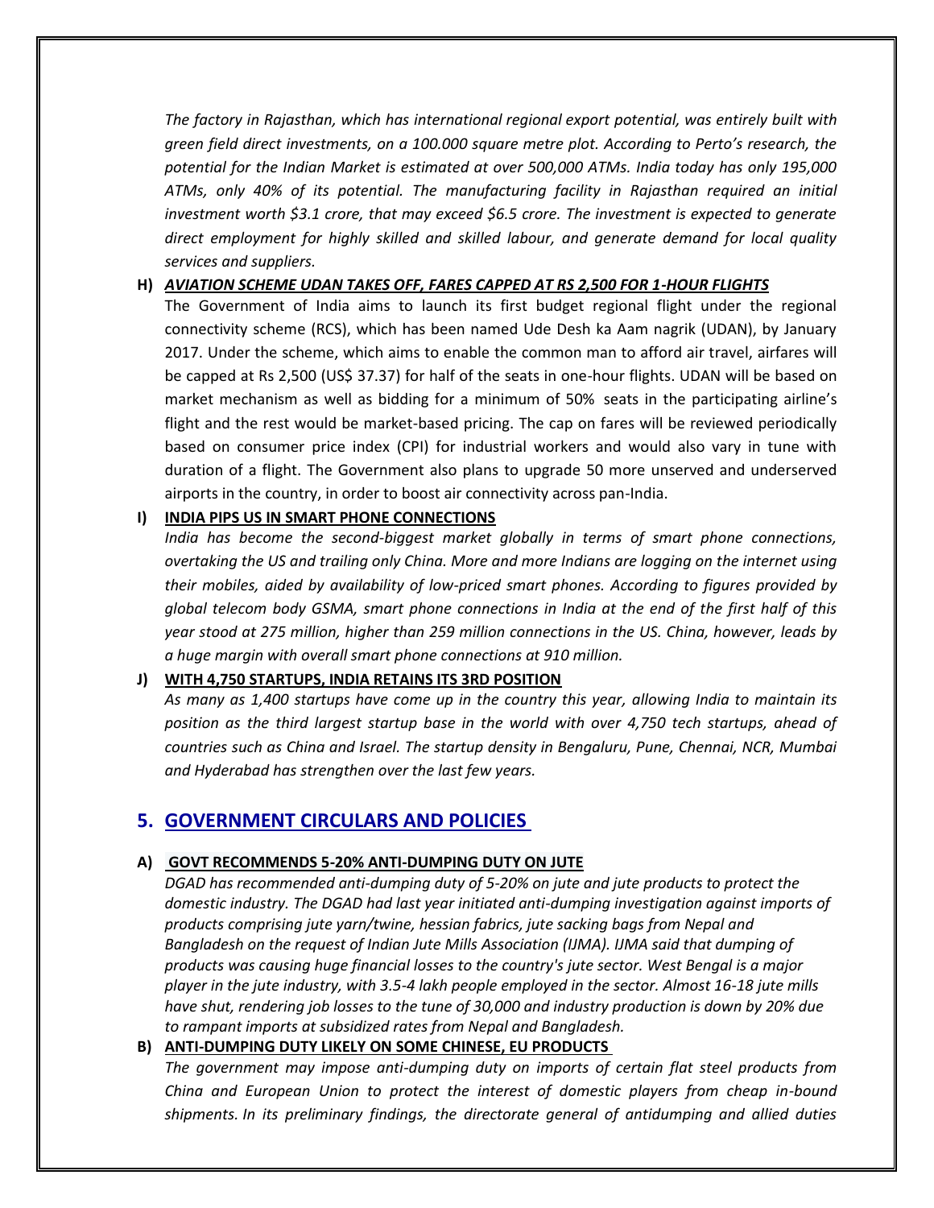*The factory in Rajasthan, which has international regional export potential, was entirely built with green field direct investments, on a 100.000 square metre plot. According to Perto's research, the potential for the Indian Market is estimated at over 500,000 ATMs. India today has only 195,000 ATMs, only 40% of its potential. The manufacturing facility in Rajasthan required an initial investment worth $3.1 crore, that may exceed $6.5 crore. The investment is expected to generate direct employment for highly skilled and skilled labour, and generate demand for local quality services and suppliers.*

**H) *AVIATION SCHEME UDAN TAKES OFF, FARES CAPPED AT RS 2,500 FOR 1-HOUR FLIGHTS***

The Government of India aims to launch its first budget regional flight under the regional connectivity scheme (RCS), which has been named Ude Desh ka Aam nagrik (UDAN), by January 2017. Under the scheme, which aims to enable the common man to afford air travel, airfares will be capped at Rs 2,500 (US$ 37.37) for half of the seats in one-hour flights. UDAN will be based on market mechanism as well as bidding for a minimum of 50% seats in the participating airline's flight and the rest would be market-based pricing. The cap on fares will be reviewed periodically based on consumer price index (CPI) for industrial workers and would also vary in tune with duration of a flight. The Government also plans to upgrade 50 more unserved and underserved airports in the country, in order to boost air connectivity across pan-India.

**I) INDIA PIPS US IN SMART PHONE CONNECTIONS**

*India has become the second-biggest market globally in terms of smart phone connections, overtaking the US and trailing only China. More and more Indians are logging on the internet using their mobiles, aided by availability of low-priced smart phones. According to figures provided by global telecom body GSMA, smart phone connections in India at the end of the first half of this year stood at 275 million, higher than 259 million connections in the US. China, however, leads by a huge margin with overall smart phone connections at 910 million.*

**J) WITH 4,750 STARTUPS, INDIA RETAINS ITS 3RD POSITION**

*As many as 1,400 startups have come up in the country this year, allowing India to maintain its position as the third largest startup base in the world with over 4,750 tech startups, ahead of countries such as China and Israel. The startup density in Bengaluru, Pune, Chennai, NCR, Mumbai and Hyderabad has strengthen over the last few years.*

## 5. GOVERNMENT CIRCULARS AND POLICIES

**A) GOVT RECOMMENDS 5-20% ANTI-DUMPING DUTY ON JUTE**

*DGAD has recommended anti-dumping duty of 5-20% on jute and jute products to protect the domestic industry. The DGAD had last year initiated anti-dumping investigation against imports of products comprising jute yarn/twine, hessian fabrics, jute sacking bags from Nepal and Bangladesh on the request of Indian Jute Mills Association (IJMA). IJMA said that dumping of products was causing huge financial losses to the country's jute sector. West Bengal is a major player in the jute industry, with 3.5-4 lakh people employed in the sector. Almost 16-18 jute mills have shut, rendering job losses to the tune of 30,000 and industry production is down by 20% due to rampant imports at subsidized rates from Nepal and Bangladesh.*

**B) ANTI-DUMPING DUTY LIKELY ON SOME CHINESE, EU PRODUCTS**

*The government may impose anti-dumping duty on imports of certain flat steel products from China and European Union to protect the interest of domestic players from cheap in-bound shipments. In its preliminary findings, the directorate general of antidumping and allied duties*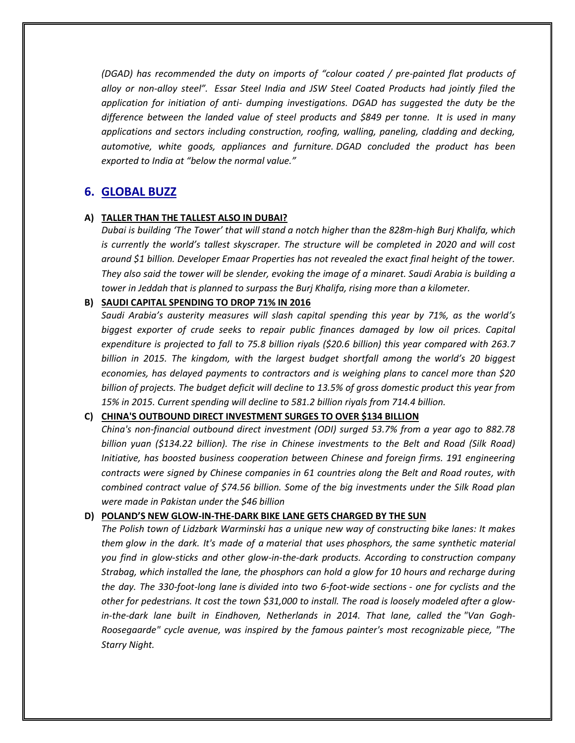*(DGAD) has recommended the duty on imports of "colour coated / pre-painted flat products of alloy or non-alloy steel". Essar Steel India and JSW Steel Coated Products had jointly filed the application for initiation of anti- dumping investigations. DGAD has suggested the duty be the difference between the landed value of steel products and $849 per tonne. It is used in many applications and sectors including construction, roofing, walling, paneling, cladding and decking, automotive, white goods, appliances and furniture. DGAD concluded the product has been exported to India at "below the normal value."*

## 6. GLOBAL BUZZ

### A) TALLER THAN THE TALLEST ALSO IN DUBAI?

*Dubai is building 'The Tower' that will stand a notch higher than the 828m-high Burj Khalifa, which is currently the world's tallest skyscraper. The structure will be completed in 2020 and will cost around $1 billion. Developer Emaar Properties has not revealed the exact final height of the tower. They also said the tower will be slender, evoking the image of a minaret. Saudi Arabia is building a tower in Jeddah that is planned to surpass the Burj Khalifa, rising more than a kilometer.*

### B) SAUDI CAPITAL SPENDING TO DROP 71% IN 2016

*Saudi Arabia's austerity measures will slash capital spending this year by 71%, as the world's biggest exporter of crude seeks to repair public finances damaged by low oil prices. Capital expenditure is projected to fall to 75.8 billion riyals ($20.6 billion) this year compared with 263.7 billion in 2015. The kingdom, with the largest budget shortfall among the world's 20 biggest economies, has delayed payments to contractors and is weighing plans to cancel more than $20 billion of projects. The budget deficit will decline to 13.5% of gross domestic product this year from 15% in 2015. Current spending will decline to 581.2 billion riyals from 714.4 billion.*

### C) CHINA'S OUTBOUND DIRECT INVESTMENT SURGES TO OVER $134 BILLION

*China's non-financial outbound direct investment (ODI) surged 53.7% from a year ago to 882.78 billion yuan ($134.22 billion). The rise in Chinese investments to the Belt and Road (Silk Road) Initiative, has boosted business cooperation between Chinese and foreign firms. 191 engineering contracts were signed by Chinese companies in 61 countries along the Belt and Road routes, with combined contract value of $74.56 billion. Some of the big investments under the Silk Road plan were made in Pakistan under the $46 billion*

### D) POLAND'S NEW GLOW-IN-THE-DARK BIKE LANE GETS CHARGED BY THE SUN

*The Polish town of Lidzbark Warminski has a unique new way of constructing bike lanes: It makes them glow in the dark. It's made of a material that uses phosphors, the same synthetic material you find in glow-sticks and other glow-in-the-dark products. According to construction company Strabag, which installed the lane, the phosphors can hold a glow for 10 hours and recharge during the day. The 330-foot-long lane is divided into two 6-foot-wide sections - one for cyclists and the other for pedestrians. It cost the town $31,000 to install. The road is loosely modeled after a glow-in-the-dark lane built in Eindhoven, Netherlands in 2014. That lane, called the "Van Gogh-Roosegaarde" cycle avenue, was inspired by the famous painter's most recognizable piece, "The Starry Night.*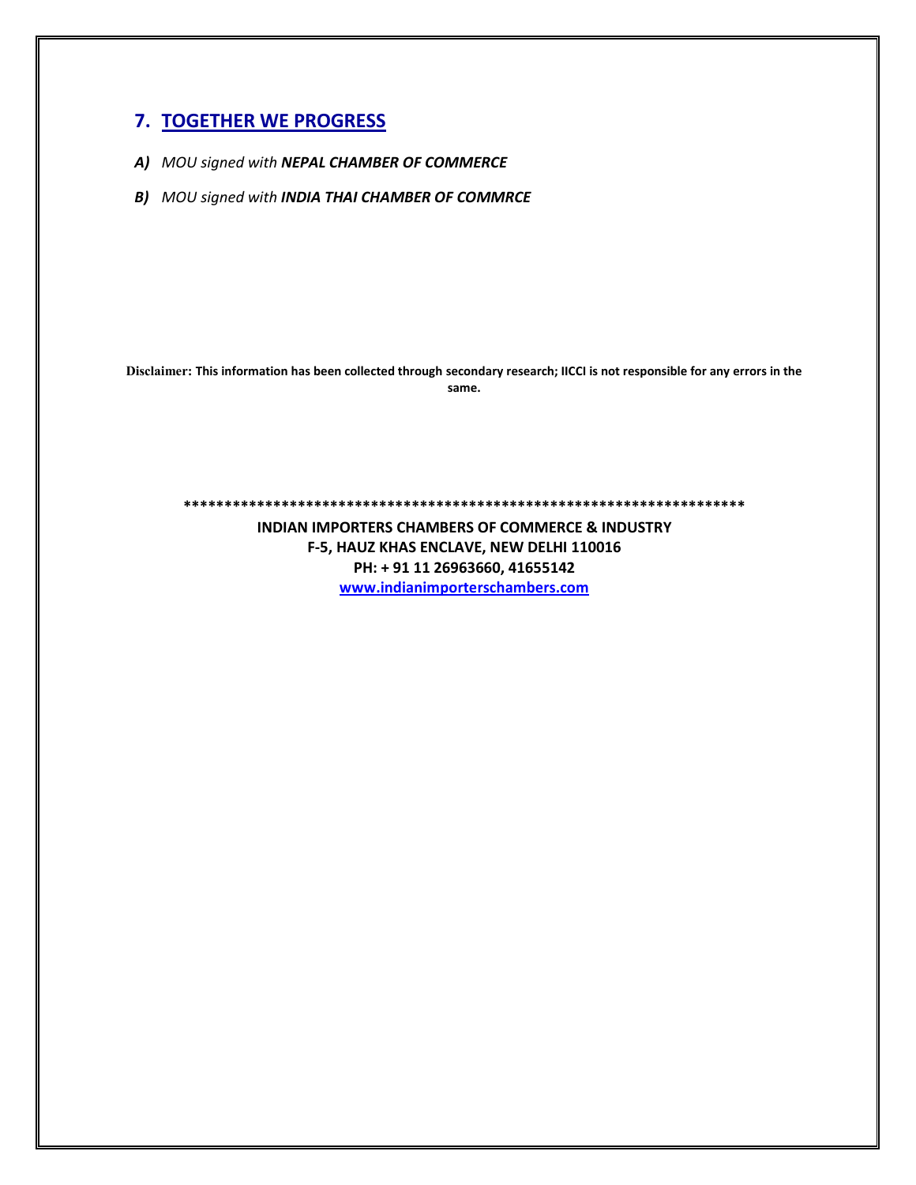## 7. TOGETHER WE PROGRESS

***A)*** *MOU signed with* ***NEPAL CHAMBER OF COMMERCE***

***B)*** *MOU signed with* ***INDIA THAI CHAMBER OF COMMRCE***

**Disclaimer: This information has been collected through secondary research; IICCI is not responsible for any errors in the same.**

**********************************************************************

**INDIAN IMPORTERS CHAMBERS OF COMMERCE & INDUSTRY**
**F-5, HAUZ KHAS ENCLAVE, NEW DELHI 110016**
**PH: + 91 11 26963660, 41655142**
**www.indianimporterschambers.com**